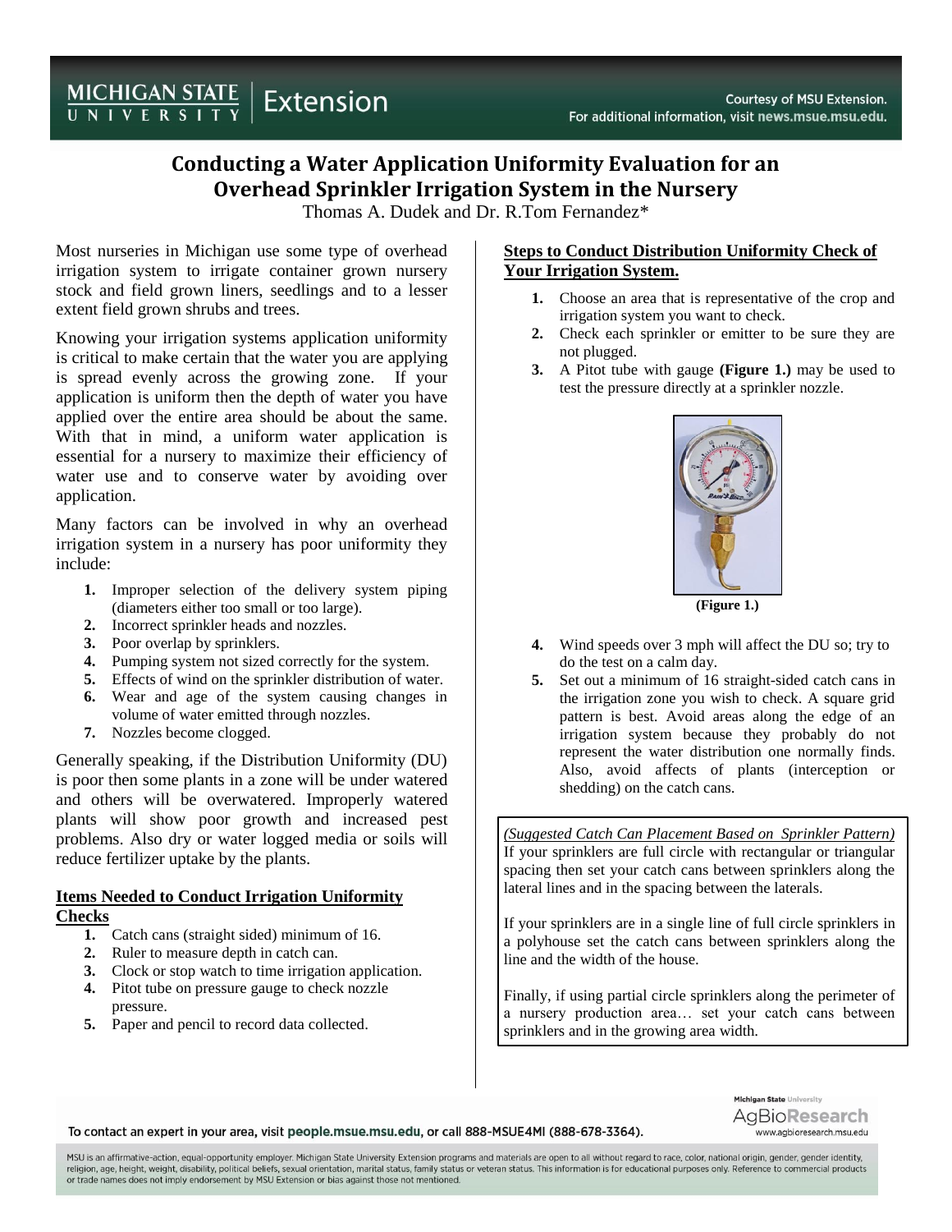# Conducting a Water Application Uniformity Evaluation for an Overhead Sprinkler Irrigation System in the Nursery

Thomas A. Dudek and Dr. R.Tom Fernandez*

Most nurseries in Michigan use some type of overhead irrigation system to irrigate container grown nursery stock and field grown liners, seedlings and to a lesser extent field grown shrubs and trees.

Knowing your irrigation systems application uniformity is critical to make certain that the water you are applying is spread evenly across the growing zone. If your application is uniform then the depth of water you have applied over the entire area should be about the same. With that in mind, a uniform water application is essential for a nursery to maximize their efficiency of water use and to conserve water by avoiding over application.

Many factors can be involved in why an overhead irrigation system in a nursery has poor uniformity they include:

1. Improper selection of the delivery system piping (diameters either too small or too large).
2. Incorrect sprinkler heads and nozzles.
3. Poor overlap by sprinklers.
4. Pumping system not sized correctly for the system.
5. Effects of wind on the sprinkler distribution of water.
6. Wear and age of the system causing changes in volume of water emitted through nozzles.
7. Nozzles become clogged.

Generally speaking, if the Distribution Uniformity (DU) is poor then some plants in a zone will be under watered and others will be overwatered. Improperly watered plants will show poor growth and increased pest problems. Also dry or water logged media or soils will reduce fertilizer uptake by the plants.

## Items Needed to Conduct Irrigation Uniformity Checks

1. Catch cans (straight sided) minimum of 16.
2. Ruler to measure depth in catch can.
3. Clock or stop watch to time irrigation application.
4. Pitot tube on pressure gauge to check nozzle pressure.
5. Paper and pencil to record data collected.

## Steps to Conduct Distribution Uniformity Check of Your Irrigation System.

1. Choose an area that is representative of the crop and irrigation system you want to check.
2. Check each sprinkler or emitter to be sure they are not plugged.
3. A Pitot tube with gauge **(Figure 1.)** may be used to test the pressure directly at a sprinkler nozzle.

**(Figure 1.)**

4. Wind speeds over 3 mph will affect the DU so; try to do the test on a calm day.
5. Set out a minimum of 16 straight-sided catch cans in the irrigation zone you wish to check. A square grid pattern is best. Avoid areas along the edge of an irrigation system because they probably do not represent the water distribution one normally finds. Also, avoid affects of plants (interception or shedding) on the catch cans.

*(Suggested Catch Can Placement Based on Sprinkler Pattern)*

If your sprinklers are full circle with rectangular or triangular spacing then set your catch cans between sprinklers along the lateral lines and in the spacing between the laterals.

If your sprinklers are in a single line of full circle sprinklers in a polyhouse set the catch cans between sprinklers along the line and the width of the house.

Finally, if using partial circle sprinklers along the perimeter of a nursery production area… set your catch cans between sprinklers and in the growing area width.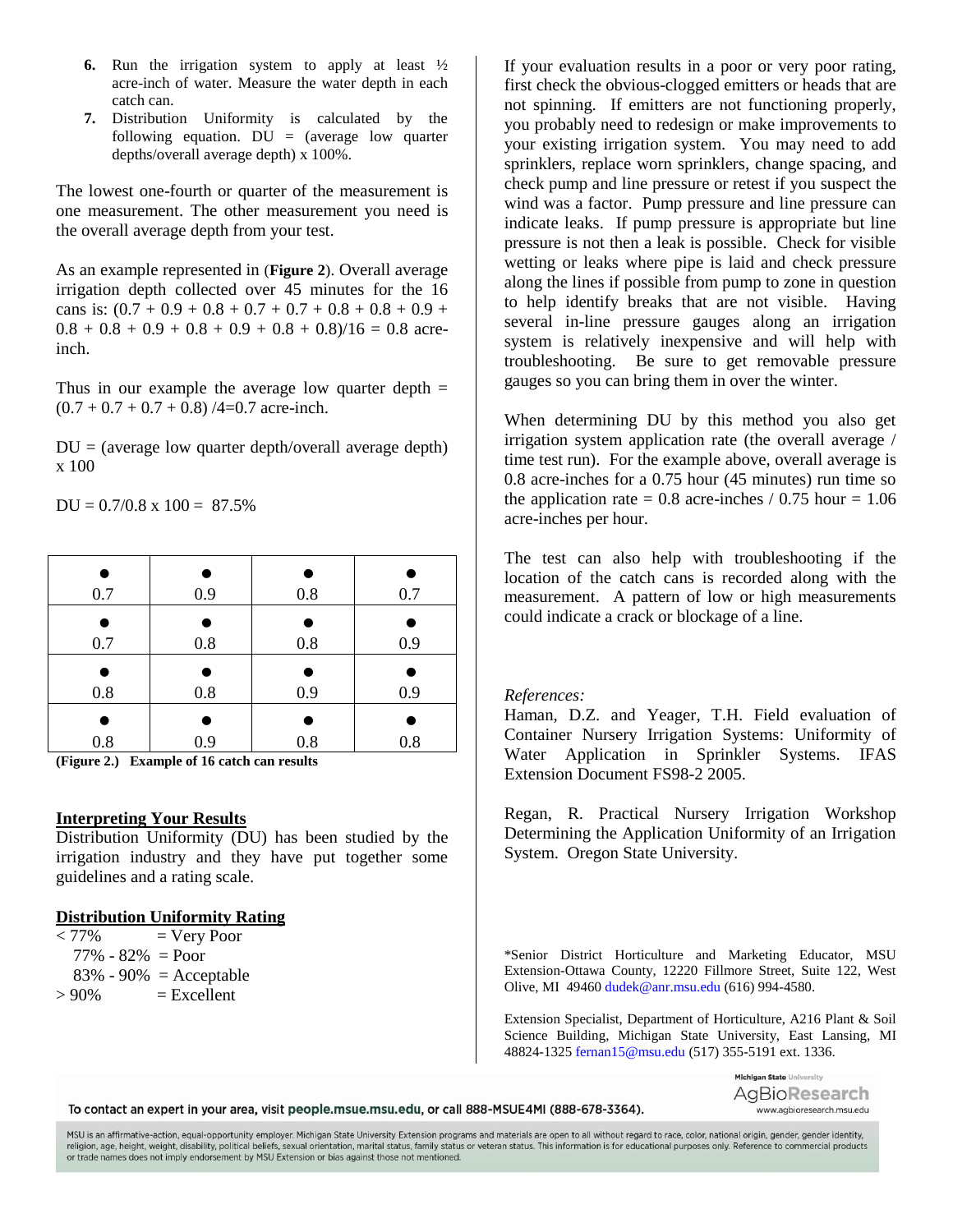6. Run the irrigation system to apply at least ½ acre-inch of water. Measure the water depth in each catch can.
7. Distribution Uniformity is calculated by the following equation. DU = (average low quarter depths/overall average depth) x 100%.

The lowest one-fourth or quarter of the measurement is one measurement. The other measurement you need is the overall average depth from your test.

As an example represented in (**Figure 2**). Overall average irrigation depth collected over 45 minutes for the 16 cans is: (0.7 + 0.9 + 0.8 + 0.7 + 0.7 + 0.8 + 0.8 + 0.9 + 0.8 + 0.8 + 0.9 + 0.8 + 0.9 + 0.8 + 0.8)/16 = 0.8 acre-inch.

Thus in our example the average low quarter depth = (0.7 + 0.7 + 0.7 + 0.8) /4=0.7 acre-inch.

DU = (average low quarter depth/overall average depth) x 100

DU = 0.7/0.8 x 100 = 87.5%

| | | | |
|---|---|---|---|
| ● 0.7 | ● 0.9 | ● 0.8 | ● 0.7 |
| ● 0.7 | ● 0.8 | ● 0.8 | ● 0.9 |
| ● 0.8 | ● 0.8 | ● 0.9 | ● 0.9 |
| ● 0.8 | ● 0.9 | ● 0.8 | ● 0.8 |

**(Figure 2.) Example of 16 catch can results**

## Interpreting Your Results

Distribution Uniformity (DU) has been studied by the irrigation industry and they have put together some guidelines and a rating scale.

### Distribution Uniformity Rating

< 77% = Very Poor
77% - 82% = Poor
83% - 90% = Acceptable
> 90% = Excellent

If your evaluation results in a poor or very poor rating, first check the obvious-clogged emitters or heads that are not spinning. If emitters are not functioning properly, you probably need to redesign or make improvements to your existing irrigation system. You may need to add sprinklers, replace worn sprinklers, change spacing, and check pump and line pressure or retest if you suspect the wind was a factor. Pump pressure and line pressure can indicate leaks. If pump pressure is appropriate but line pressure is not then a leak is possible. Check for visible wetting or leaks where pipe is laid and check pressure along the lines if possible from pump to zone in question to help identify breaks that are not visible. Having several in-line pressure gauges along an irrigation system is relatively inexpensive and will help with troubleshooting. Be sure to get removable pressure gauges so you can bring them in over the winter.

When determining DU by this method you also get irrigation system application rate (the overall average / time test run). For the example above, overall average is 0.8 acre-inches for a 0.75 hour (45 minutes) run time so the application rate = 0.8 acre-inches / 0.75 hour = 1.06 acre-inches per hour.

The test can also help with troubleshooting if the location of the catch cans is recorded along with the measurement. A pattern of low or high measurements could indicate a crack or blockage of a line.

*References:*

Haman, D.Z. and Yeager, T.H. Field evaluation of Container Nursery Irrigation Systems: Uniformity of Water Application in Sprinkler Systems. IFAS Extension Document FS98-2 2005.

Regan, R. Practical Nursery Irrigation Workshop Determining the Application Uniformity of an Irrigation System. Oregon State University.

*Senior District Horticulture and Marketing Educator, MSU Extension-Ottawa County, 12220 Fillmore Street, Suite 122, West Olive, MI 49460 dudek@anr.msu.edu (616) 994-4580.

Extension Specialist, Department of Horticulture, A216 Plant & Soil Science Building, Michigan State University, East Lansing, MI 48824-1325 fernan15@msu.edu (517) 355-5191 ext. 1336.

To contact an expert in your area, visit people.msue.msu.edu, or call 888-MSUE4MI (888-678-3364).

Michigan State University AgBioResearch www.agbioresearch.msu.edu

MSU is an affirmative-action, equal-opportunity employer. Michigan State University Extension programs and materials are open to all without regard to race, color, national origin, gender, gender identity, religion, age, height, weight, disability, political beliefs, sexual orientation, marital status, family status or veteran status. This information is for educational purposes only. Reference to commercial products or trade names does not imply endorsement by MSU Extension or bias against those not mentioned.